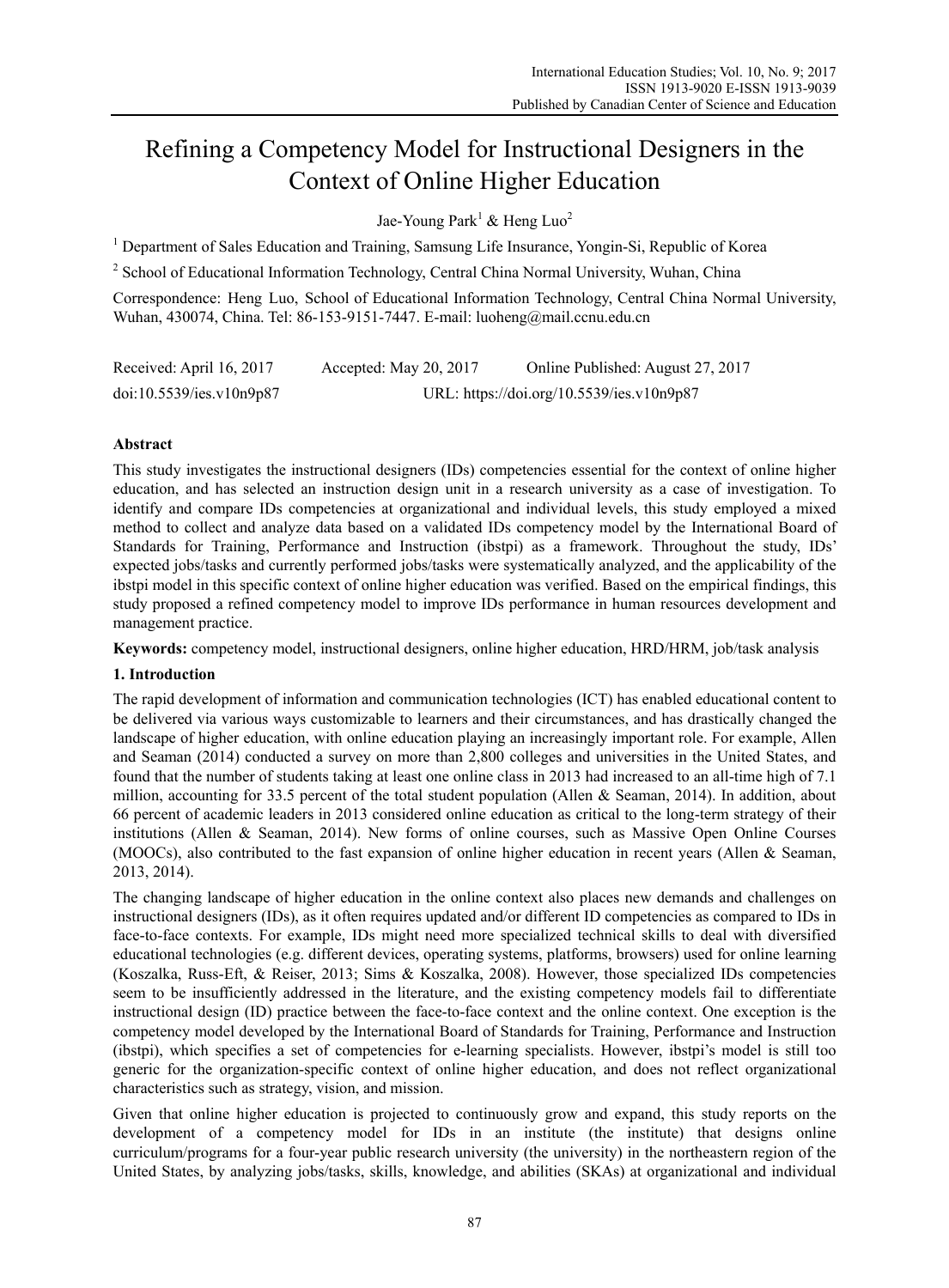# Refining a Competency Model for Instructional Designers in the Context of Online Higher Education

Jae-Young Park[1] & Heng Luo[2]

[1] Department of Sales Education and Training, Samsung Life Insurance, Yongin-Si, Republic of Korea

[2] School of Educational Information Technology, Central China Normal University, Wuhan, China

Correspondence: Heng Luo, School of Educational Information Technology, Central China Normal University, Wuhan, 430074, China. Tel: 86-153-9151-7447. E-mail: luoheng@mail.ccnu.edu.cn

Received: April 16, 2017 Accepted: May 20, 2017 Online Published: August 27, 2017

doi:10.5539/ies.v10n9p87 URL: https://doi.org/10.5539/ies.v10n9p87

## Abstract

This study investigates the instructional designers (IDs) competencies essential for the context of online higher education, and has selected an instruction design unit in a research university as a case of investigation. To identify and compare IDs competencies at organizational and individual levels, this study employed a mixed method to collect and analyze data based on a validated IDs competency model by the International Board of Standards for Training, Performance and Instruction (ibstpi) as a framework. Throughout the study, IDs' expected jobs/tasks and currently performed jobs/tasks were systematically analyzed, and the applicability of the ibstpi model in this specific context of online higher education was verified. Based on the empirical findings, this study proposed a refined competency model to improve IDs performance in human resources development and management practice.

**Keywords:** competency model, instructional designers, online higher education, HRD/HRM, job/task analysis

## 1. Introduction

The rapid development of information and communication technologies (ICT) has enabled educational content to be delivered via various ways customizable to learners and their circumstances, and has drastically changed the landscape of higher education, with online education playing an increasingly important role. For example, Allen and Seaman (2014) conducted a survey on more than 2,800 colleges and universities in the United States, and found that the number of students taking at least one online class in 2013 had increased to an all-time high of 7.1 million, accounting for 33.5 percent of the total student population (Allen & Seaman, 2014). In addition, about 66 percent of academic leaders in 2013 considered online education as critical to the long-term strategy of their institutions (Allen & Seaman, 2014). New forms of online courses, such as Massive Open Online Courses (MOOCs), also contributed to the fast expansion of online higher education in recent years (Allen & Seaman, 2013, 2014).

The changing landscape of higher education in the online context also places new demands and challenges on instructional designers (IDs), as it often requires updated and/or different ID competencies as compared to IDs in face-to-face contexts. For example, IDs might need more specialized technical skills to deal with diversified educational technologies (e.g. different devices, operating systems, platforms, browsers) used for online learning (Koszalka, Russ-Eft, & Reiser, 2013; Sims & Koszalka, 2008). However, those specialized IDs competencies seem to be insufficiently addressed in the literature, and the existing competency models fail to differentiate instructional design (ID) practice between the face-to-face context and the online context. One exception is the competency model developed by the International Board of Standards for Training, Performance and Instruction (ibstpi), which specifies a set of competencies for e-learning specialists. However, ibstpi's model is still too generic for the organization-specific context of online higher education, and does not reflect organizational characteristics such as strategy, vision, and mission.

Given that online higher education is projected to continuously grow and expand, this study reports on the development of a competency model for IDs in an institute (the institute) that designs online curriculum/programs for a four-year public research university (the university) in the northeastern region of the United States, by analyzing jobs/tasks, skills, knowledge, and abilities (SKAs) at organizational and individual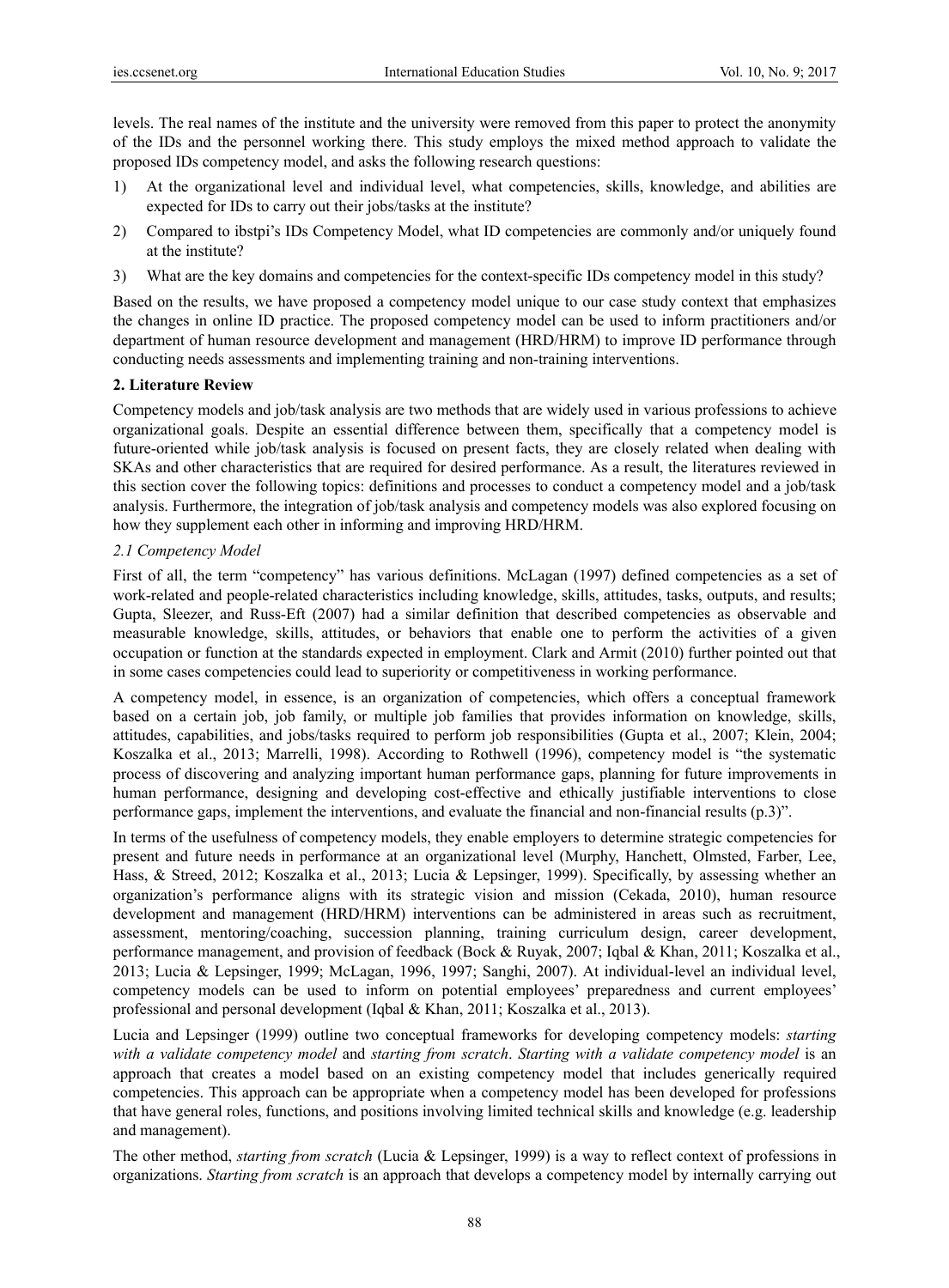levels. The real names of the institute and the university were removed from this paper to protect the anonymity of the IDs and the personnel working there. This study employs the mixed method approach to validate the proposed IDs competency model, and asks the following research questions:

1) At the organizational level and individual level, what competencies, skills, knowledge, and abilities are expected for IDs to carry out their jobs/tasks at the institute?
2) Compared to ibstpi's IDs Competency Model, what ID competencies are commonly and/or uniquely found at the institute?
3) What are the key domains and competencies for the context-specific IDs competency model in this study?

Based on the results, we have proposed a competency model unique to our case study context that emphasizes the changes in online ID practice. The proposed competency model can be used to inform practitioners and/or department of human resource development and management (HRD/HRM) to improve ID performance through conducting needs assessments and implementing training and non-training interventions.

## 2. Literature Review

Competency models and job/task analysis are two methods that are widely used in various professions to achieve organizational goals. Despite an essential difference between them, specifically that a competency model is future-oriented while job/task analysis is focused on present facts, they are closely related when dealing with SKAs and other characteristics that are required for desired performance. As a result, the literatures reviewed in this section cover the following topics: definitions and processes to conduct a competency model and a job/task analysis. Furthermore, the integration of job/task analysis and competency models was also explored focusing on how they supplement each other in informing and improving HRD/HRM.

### *2.1 Competency Model*

First of all, the term "competency" has various definitions. McLagan (1997) defined competencies as a set of work-related and people-related characteristics including knowledge, skills, attitudes, tasks, outputs, and results; Gupta, Sleezer, and Russ-Eft (2007) had a similar definition that described competencies as observable and measurable knowledge, skills, attitudes, or behaviors that enable one to perform the activities of a given occupation or function at the standards expected in employment. Clark and Armit (2010) further pointed out that in some cases competencies could lead to superiority or competitiveness in working performance.

A competency model, in essence, is an organization of competencies, which offers a conceptual framework based on a certain job, job family, or multiple job families that provides information on knowledge, skills, attitudes, capabilities, and jobs/tasks required to perform job responsibilities (Gupta et al., 2007; Klein, 2004; Koszalka et al., 2013; Marrelli, 1998). According to Rothwell (1996), competency model is "the systematic process of discovering and analyzing important human performance gaps, planning for future improvements in human performance, designing and developing cost-effective and ethically justifiable interventions to close performance gaps, implement the interventions, and evaluate the financial and non-financial results (p.3)".

In terms of the usefulness of competency models, they enable employers to determine strategic competencies for present and future needs in performance at an organizational level (Murphy, Hanchett, Olmsted, Farber, Lee, Hass, & Streed, 2012; Koszalka et al., 2013; Lucia & Lepsinger, 1999). Specifically, by assessing whether an organization's performance aligns with its strategic vision and mission (Cekada, 2010), human resource development and management (HRD/HRM) interventions can be administered in areas such as recruitment, assessment, mentoring/coaching, succession planning, training curriculum design, career development, performance management, and provision of feedback (Bock & Ruyak, 2007; Iqbal & Khan, 2011; Koszalka et al., 2013; Lucia & Lepsinger, 1999; McLagan, 1996, 1997; Sanghi, 2007). At individual-level an individual level, competency models can be used to inform on potential employees' preparedness and current employees' professional and personal development (Iqbal & Khan, 2011; Koszalka et al., 2013).

Lucia and Lepsinger (1999) outline two conceptual frameworks for developing competency models: *starting with a validate competency model* and *starting from scratch*. *Starting with a validate competency model* is an approach that creates a model based on an existing competency model that includes generically required competencies. This approach can be appropriate when a competency model has been developed for professions that have general roles, functions, and positions involving limited technical skills and knowledge (e.g. leadership and management).

The other method, *starting from scratch* (Lucia & Lepsinger, 1999) is a way to reflect context of professions in organizations. *Starting from scratch* is an approach that develops a competency model by internally carrying out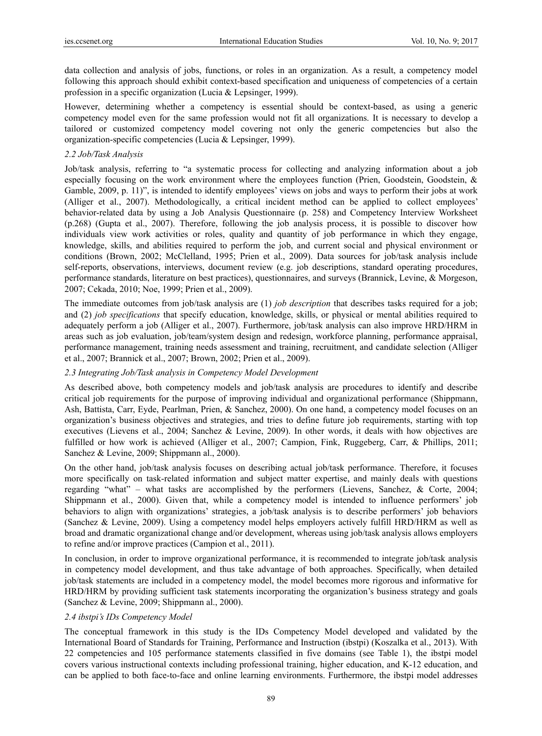data collection and analysis of jobs, functions, or roles in an organization. As a result, a competency model following this approach should exhibit context-based specification and uniqueness of competencies of a certain profession in a specific organization (Lucia & Lepsinger, 1999).

However, determining whether a competency is essential should be context-based, as using a generic competency model even for the same profession would not fit all organizations. It is necessary to develop a tailored or customized competency model covering not only the generic competencies but also the organization-specific competencies (Lucia & Lepsinger, 1999).

### *2.2 Job/Task Analysis*

Job/task analysis, referring to "a systematic process for collecting and analyzing information about a job especially focusing on the work environment where the employees function (Prien, Goodstein, Goodstein, & Gamble, 2009, p. 11)", is intended to identify employees' views on jobs and ways to perform their jobs at work (Alliger et al., 2007). Methodologically, a critical incident method can be applied to collect employees' behavior-related data by using a Job Analysis Questionnaire (p. 258) and Competency Interview Worksheet (p.268) (Gupta et al., 2007). Therefore, following the job analysis process, it is possible to discover how individuals view work activities or roles, quality and quantity of job performance in which they engage, knowledge, skills, and abilities required to perform the job, and current social and physical environment or conditions (Brown, 2002; McClelland, 1995; Prien et al., 2009). Data sources for job/task analysis include self-reports, observations, interviews, document review (e.g. job descriptions, standard operating procedures, performance standards, literature on best practices), questionnaires, and surveys (Brannick, Levine, & Morgeson, 2007; Cekada, 2010; Noe, 1999; Prien et al., 2009).

The immediate outcomes from job/task analysis are (1) *job description* that describes tasks required for a job; and (2) *job specifications* that specify education, knowledge, skills, or physical or mental abilities required to adequately perform a job (Alliger et al., 2007). Furthermore, job/task analysis can also improve HRD/HRM in areas such as job evaluation, job/team/system design and redesign, workforce planning, performance appraisal, performance management, training needs assessment and training, recruitment, and candidate selection (Alliger et al., 2007; Brannick et al., 2007; Brown, 2002; Prien et al., 2009).

### *2.3 Integrating Job/Task analysis in Competency Model Development*

As described above, both competency models and job/task analysis are procedures to identify and describe critical job requirements for the purpose of improving individual and organizational performance (Shippmann, Ash, Battista, Carr, Eyde, Pearlman, Prien, & Sanchez, 2000). On one hand, a competency model focuses on an organization's business objectives and strategies, and tries to define future job requirements, starting with top executives (Lievens et al., 2004; Sanchez & Levine, 2009). In other words, it deals with how objectives are fulfilled or how work is achieved (Alliger et al., 2007; Campion, Fink, Ruggeberg, Carr, & Phillips, 2011; Sanchez & Levine, 2009; Shippmann al., 2000).

On the other hand, job/task analysis focuses on describing actual job/task performance. Therefore, it focuses more specifically on task-related information and subject matter expertise, and mainly deals with questions regarding "what" – what tasks are accomplished by the performers (Lievens, Sanchez, & Corte, 2004; Shippmann et al., 2000). Given that, while a competency model is intended to influence performers' job behaviors to align with organizations' strategies, a job/task analysis is to describe performers' job behaviors (Sanchez & Levine, 2009). Using a competency model helps employers actively fulfill HRD/HRM as well as broad and dramatic organizational change and/or development, whereas using job/task analysis allows employers to refine and/or improve practices (Campion et al., 2011).

In conclusion, in order to improve organizational performance, it is recommended to integrate job/task analysis in competency model development, and thus take advantage of both approaches. Specifically, when detailed job/task statements are included in a competency model, the model becomes more rigorous and informative for HRD/HRM by providing sufficient task statements incorporating the organization's business strategy and goals (Sanchez & Levine, 2009; Shippmann al., 2000).

### *2.4 ibstpi's IDs Competency Model*

The conceptual framework in this study is the IDs Competency Model developed and validated by the International Board of Standards for Training, Performance and Instruction (ibstpi) (Koszalka et al., 2013). With 22 competencies and 105 performance statements classified in five domains (see Table 1), the ibstpi model covers various instructional contexts including professional training, higher education, and K-12 education, and can be applied to both face-to-face and online learning environments. Furthermore, the ibstpi model addresses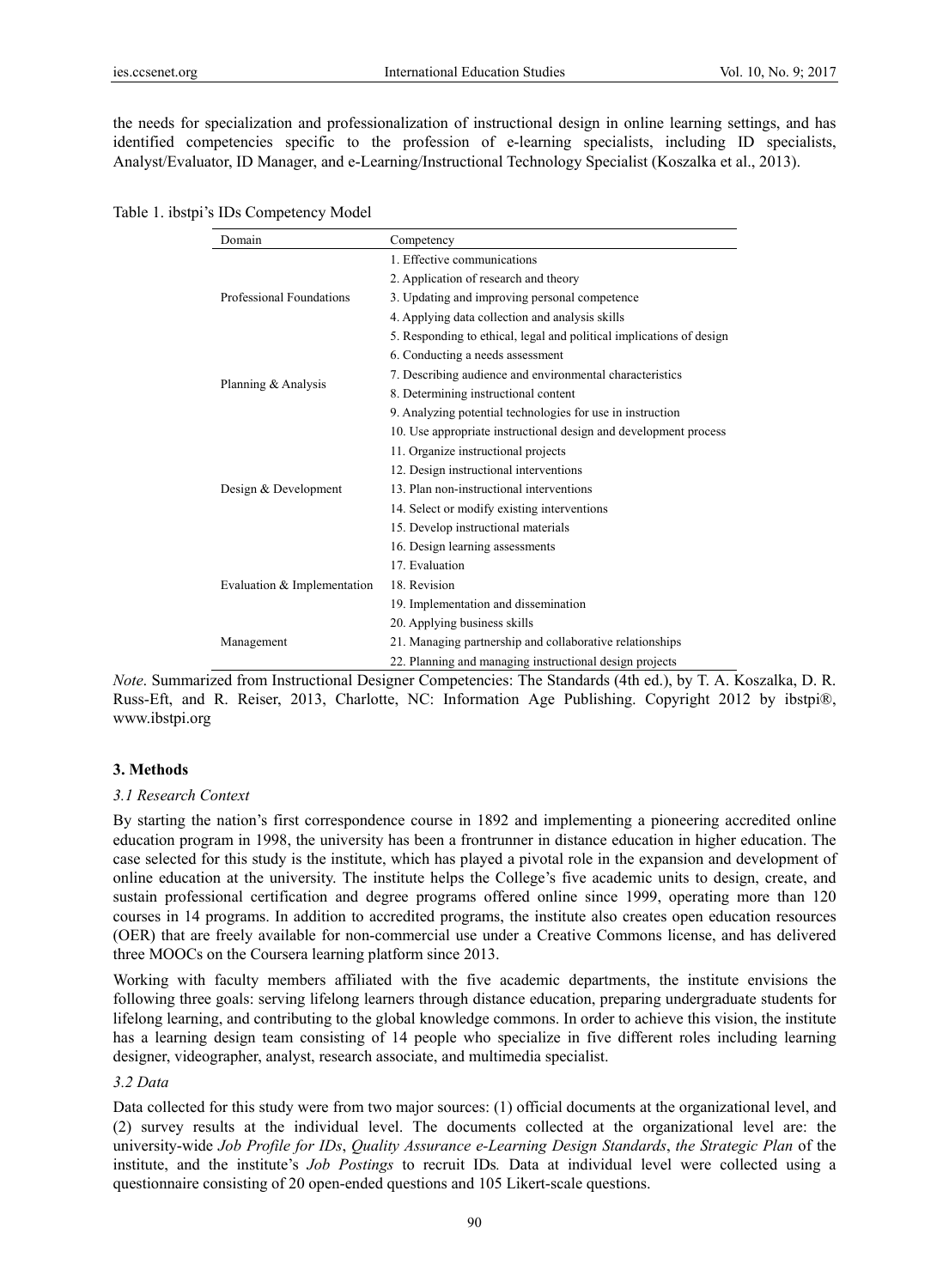the needs for specialization and professionalization of instructional design in online learning settings, and has identified competencies specific to the profession of e-learning specialists, including ID specialists, Analyst/Evaluator, ID Manager, and e-Learning/Instructional Technology Specialist (Koszalka et al., 2013).

Table 1. ibstpi's IDs Competency Model

| Domain | Competency |
|---|---|
| Professional Foundations | 1. Effective communications |
| | 2. Application of research and theory |
| | 3. Updating and improving personal competence |
| | 4. Applying data collection and analysis skills |
| | 5. Responding to ethical, legal and political implications of design |
| Planning & Analysis | 6. Conducting a needs assessment |
| | 7. Describing audience and environmental characteristics |
| | 8. Determining instructional content |
| | 9. Analyzing potential technologies for use in instruction |
| Design & Development | 10. Use appropriate instructional design and development process |
| | 11. Organize instructional projects |
| | 12. Design instructional interventions |
| | 13. Plan non-instructional interventions |
| | 14. Select or modify existing interventions |
| | 15. Develop instructional materials |
| | 16. Design learning assessments |
| Evaluation & Implementation | 17. Evaluation |
| | 18. Revision |
| | 19. Implementation and dissemination |
| Management | 20. Applying business skills |
| | 21. Managing partnership and collaborative relationships |
| | 22. Planning and managing instructional design projects |

*Note*. Summarized from Instructional Designer Competencies: The Standards (4th ed.), by T. A. Koszalka, D. R. Russ-Eft, and R. Reiser, 2013, Charlotte, NC: Information Age Publishing. Copyright 2012 by ibstpi®, www.ibstpi.org

## 3. Methods

### *3.1 Research Context*

By starting the nation's first correspondence course in 1892 and implementing a pioneering accredited online education program in 1998, the university has been a frontrunner in distance education in higher education. The case selected for this study is the institute, which has played a pivotal role in the expansion and development of online education at the university. The institute helps the College's five academic units to design, create, and sustain professional certification and degree programs offered online since 1999, operating more than 120 courses in 14 programs. In addition to accredited programs, the institute also creates open education resources (OER) that are freely available for non-commercial use under a Creative Commons license, and has delivered three MOOCs on the Coursera learning platform since 2013.

Working with faculty members affiliated with the five academic departments, the institute envisions the following three goals: serving lifelong learners through distance education, preparing undergraduate students for lifelong learning, and contributing to the global knowledge commons. In order to achieve this vision, the institute has a learning design team consisting of 14 people who specialize in five different roles including learning designer, videographer, analyst, research associate, and multimedia specialist.

### *3.2 Data*

Data collected for this study were from two major sources: (1) official documents at the organizational level, and (2) survey results at the individual level. The documents collected at the organizational level are: the university-wide *Job Profile for IDs*, *Quality Assurance e-Learning Design Standards*, *the Strategic Plan* of the institute, and the institute's *Job Postings* to recruit IDs*.* Data at individual level were collected using a questionnaire consisting of 20 open-ended questions and 105 Likert-scale questions.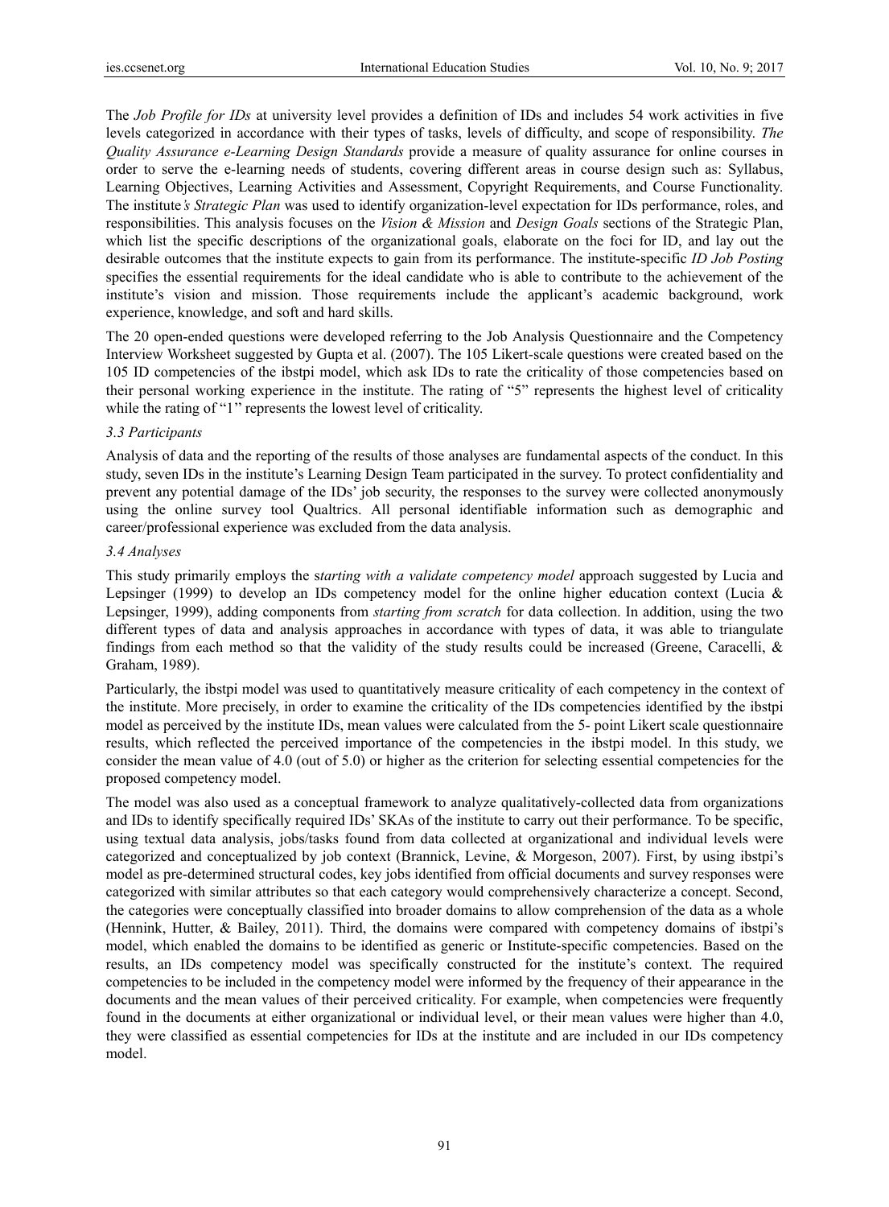The *Job Profile for IDs* at university level provides a definition of IDs and includes 54 work activities in five levels categorized in accordance with their types of tasks, levels of difficulty, and scope of responsibility. *The Quality Assurance e-Learning Design Standards* provide a measure of quality assurance for online courses in order to serve the e-learning needs of students, covering different areas in course design such as: Syllabus, Learning Objectives, Learning Activities and Assessment, Copyright Requirements, and Course Functionality. The institute*'s Strategic Plan* was used to identify organization-level expectation for IDs performance, roles, and responsibilities. This analysis focuses on the *Vision & Mission* and *Design Goals* sections of the Strategic Plan, which list the specific descriptions of the organizational goals, elaborate on the foci for ID, and lay out the desirable outcomes that the institute expects to gain from its performance. The institute-specific *ID Job Posting* specifies the essential requirements for the ideal candidate who is able to contribute to the achievement of the institute's vision and mission. Those requirements include the applicant's academic background, work experience, knowledge, and soft and hard skills.

The 20 open-ended questions were developed referring to the Job Analysis Questionnaire and the Competency Interview Worksheet suggested by Gupta et al. (2007). The 105 Likert-scale questions were created based on the 105 ID competencies of the ibstpi model, which ask IDs to rate the criticality of those competencies based on their personal working experience in the institute. The rating of "5" represents the highest level of criticality while the rating of "1" represents the lowest level of criticality.

### *3.3 Participants*

Analysis of data and the reporting of the results of those analyses are fundamental aspects of the conduct. In this study, seven IDs in the institute's Learning Design Team participated in the survey. To protect confidentiality and prevent any potential damage of the IDs' job security, the responses to the survey were collected anonymously using the online survey tool Qualtrics. All personal identifiable information such as demographic and career/professional experience was excluded from the data analysis.

### *3.4 Analyses*

This study primarily employs the s*tarting with a validate competency model* approach suggested by Lucia and Lepsinger (1999) to develop an IDs competency model for the online higher education context (Lucia & Lepsinger, 1999), adding components from *starting from scratch* for data collection. In addition, using the two different types of data and analysis approaches in accordance with types of data, it was able to triangulate findings from each method so that the validity of the study results could be increased (Greene, Caracelli, & Graham, 1989).

Particularly, the ibstpi model was used to quantitatively measure criticality of each competency in the context of the institute. More precisely, in order to examine the criticality of the IDs competencies identified by the ibstpi model as perceived by the institute IDs, mean values were calculated from the 5- point Likert scale questionnaire results, which reflected the perceived importance of the competencies in the ibstpi model. In this study, we consider the mean value of 4.0 (out of 5.0) or higher as the criterion for selecting essential competencies for the proposed competency model.

The model was also used as a conceptual framework to analyze qualitatively-collected data from organizations and IDs to identify specifically required IDs' SKAs of the institute to carry out their performance. To be specific, using textual data analysis, jobs/tasks found from data collected at organizational and individual levels were categorized and conceptualized by job context (Brannick, Levine, & Morgeson, 2007). First, by using ibstpi's model as pre-determined structural codes, key jobs identified from official documents and survey responses were categorized with similar attributes so that each category would comprehensively characterize a concept. Second, the categories were conceptually classified into broader domains to allow comprehension of the data as a whole (Hennink, Hutter, & Bailey, 2011). Third, the domains were compared with competency domains of ibstpi's model, which enabled the domains to be identified as generic or Institute-specific competencies. Based on the results, an IDs competency model was specifically constructed for the institute's context. The required competencies to be included in the competency model were informed by the frequency of their appearance in the documents and the mean values of their perceived criticality. For example, when competencies were frequently found in the documents at either organizational or individual level, or their mean values were higher than 4.0, they were classified as essential competencies for IDs at the institute and are included in our IDs competency model.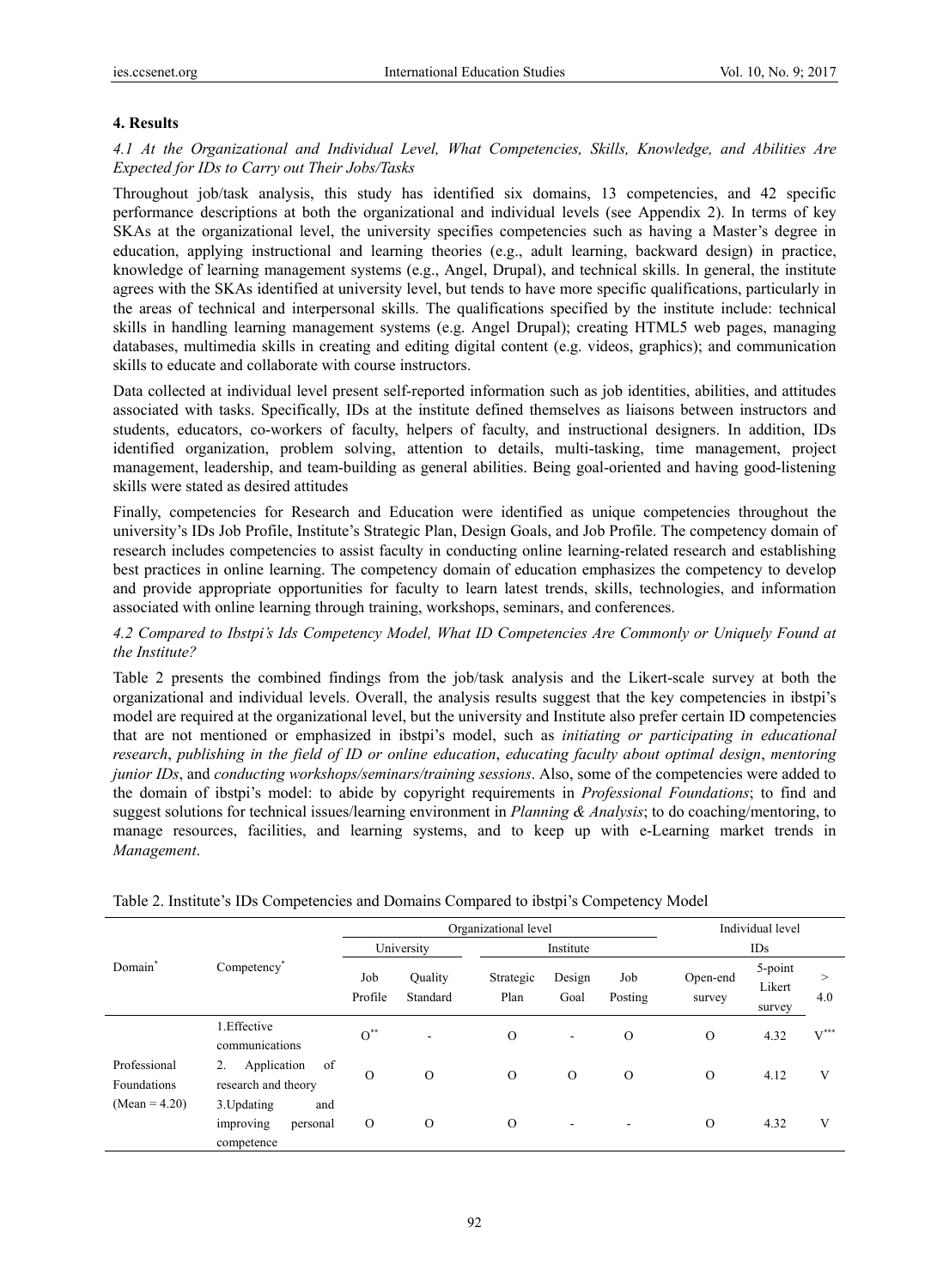## 4. Results

### *4.1 At the Organizational and Individual Level, What Competencies, Skills, Knowledge, and Abilities Are Expected for IDs to Carry out Their Jobs/Tasks*

Throughout job/task analysis, this study has identified six domains, 13 competencies, and 42 specific performance descriptions at both the organizational and individual levels (see Appendix 2). In terms of key SKAs at the organizational level, the university specifies competencies such as having a Master's degree in education, applying instructional and learning theories (e.g., adult learning, backward design) in practice, knowledge of learning management systems (e.g., Angel, Drupal), and technical skills. In general, the institute agrees with the SKAs identified at university level, but tends to have more specific qualifications, particularly in the areas of technical and interpersonal skills. The qualifications specified by the institute include: technical skills in handling learning management systems (e.g. Angel Drupal); creating HTML5 web pages, managing databases, multimedia skills in creating and editing digital content (e.g. videos, graphics); and communication skills to educate and collaborate with course instructors.

Data collected at individual level present self-reported information such as job identities, abilities, and attitudes associated with tasks. Specifically, IDs at the institute defined themselves as liaisons between instructors and students, educators, co-workers of faculty, helpers of faculty, and instructional designers. In addition, IDs identified organization, problem solving, attention to details, multi-tasking, time management, project management, leadership, and team-building as general abilities. Being goal-oriented and having good-listening skills were stated as desired attitudes

Finally, competencies for Research and Education were identified as unique competencies throughout the university's IDs Job Profile, Institute's Strategic Plan, Design Goals, and Job Profile. The competency domain of research includes competencies to assist faculty in conducting online learning-related research and establishing best practices in online learning. The competency domain of education emphasizes the competency to develop and provide appropriate opportunities for faculty to learn latest trends, skills, technologies, and information associated with online learning through training, workshops, seminars, and conferences.

### *4.2 Compared to Ibstpi's Ids Competency Model, What ID Competencies Are Commonly or Uniquely Found at the Institute?*

Table 2 presents the combined findings from the job/task analysis and the Likert-scale survey at both the organizational and individual levels. Overall, the analysis results suggest that the key competencies in ibstpi's model are required at the organizational level, but the university and Institute also prefer certain ID competencies that are not mentioned or emphasized in ibstpi's model, such as *initiating or participating in educational research*, *publishing in the field of ID or online education*, *educating faculty about optimal design*, *mentoring junior IDs*, and *conducting workshops/seminars/training sessions*. Also, some of the competencies were added to the domain of ibstpi's model: to abide by copyright requirements in *Professional Foundations*; to find and suggest solutions for technical issues/learning environment in *Planning & Analysis*; to do coaching/mentoring, to manage resources, facilities, and learning systems, and to keep up with e-Learning market trends in *Management*.

Table 2. Institute's IDs Competencies and Domains Compared to ibstpi's Competency Model

| Domain* | Competency* | Organizational level | | | | | Individual level | | |
|---|---|---|---|---|---|---|---|---|---|
| | | University | | Institute | | | IDs | | |
| | | Job Profile | Quality Standard | Strategic Plan | Design Goal | Job Posting | Open-end survey | 5-point Likert survey | > 4.0 |
| Professional Foundations (Mean = 4.20) | 1.Effective communications | O** | - | O | - | O | O | 4.32 | V*** |
| | 2. Application of research and theory | O | O | O | O | O | O | 4.12 | V |
| | 3.Updating and improving personal competence | O | O | O | - | - | O | 4.32 | V |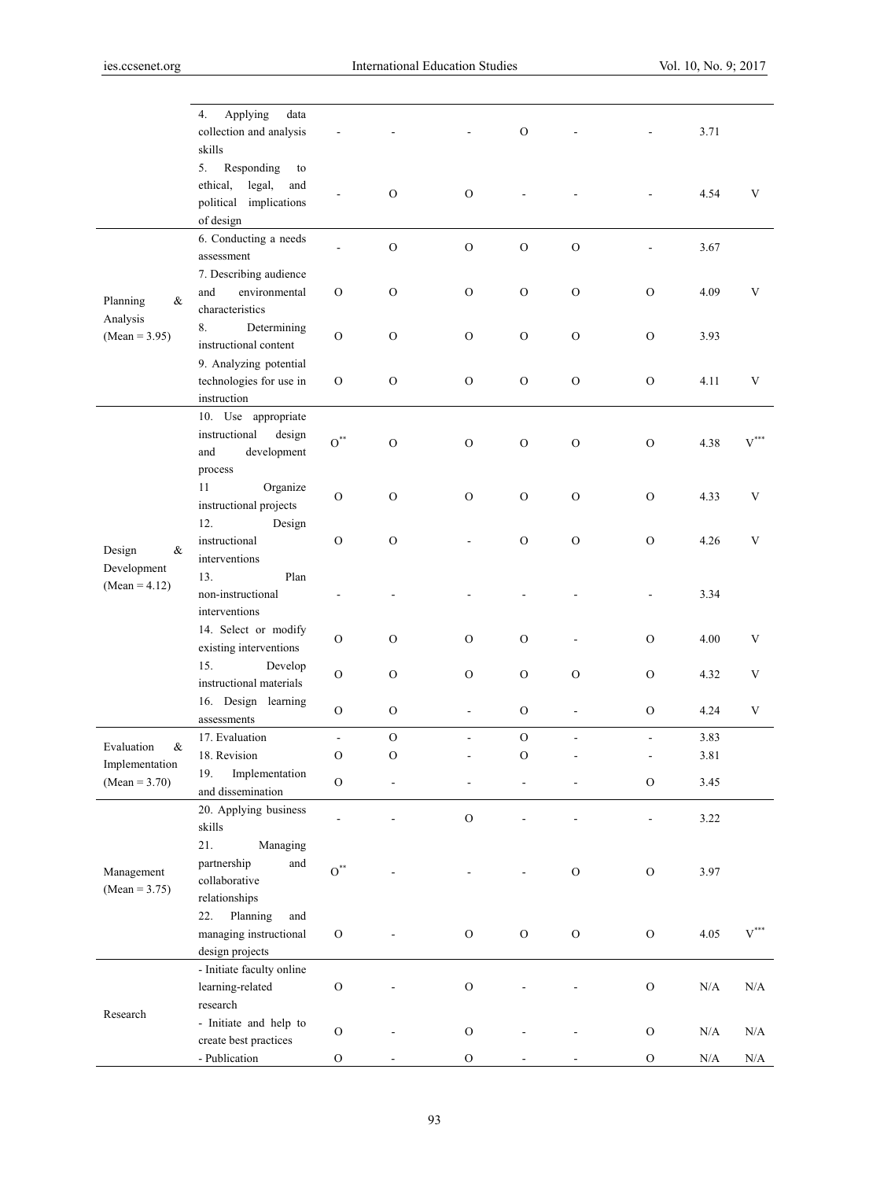| | | | | | | | | | |
|---|---|---|---|---|---|---|---|---|---|
| | 4. Applying data collection and analysis skills | - | - | - | O | - | - | 3.71 | |
| | 5. Responding to ethical, legal, and political implications of design | - | O | O | - | - | - | 4.54 | V |
| Planning & Analysis (Mean = 3.95) | 6. Conducting a needs assessment | - | O | O | O | O | - | 3.67 | |
| | 7. Describing audience and environmental characteristics | O | O | O | O | O | O | 4.09 | V |
| | 8. Determining instructional content | O | O | O | O | O | O | 3.93 | |
| | 9. Analyzing potential technologies for use in instruction | O | O | O | O | O | O | 4.11 | V |
| Design & Development (Mean = 4.12) | 10. Use appropriate instructional design and development process | O** | O | O | O | O | O | 4.38 | V*** |
| | 11 Organize instructional projects | O | O | O | O | O | O | 4.33 | V |
| | 12. Design instructional interventions | O | O | - | O | O | O | 4.26 | V |
| | 13. Plan non-instructional interventions | - | - | - | - | - | - | 3.34 | |
| | 14. Select or modify existing interventions | O | O | O | O | - | O | 4.00 | V |
| | 15. Develop instructional materials | O | O | O | O | O | O | 4.32 | V |
| | 16. Design learning assessments | O | O | - | O | - | O | 4.24 | V |
| Evaluation & Implementation (Mean = 3.70) | 17. Evaluation | - | O | - | O | - | - | 3.83 | |
| | 18. Revision | O | O | - | O | - | - | 3.81 | |
| | 19. Implementation and dissemination | O | - | - | - | - | O | 3.45 | |
| Management (Mean = 3.75) | 20. Applying business skills | - | - | O | - | - | - | 3.22 | |
| | 21. Managing partnership and collaborative relationships | O** | - | - | - | O | O | 3.97 | |
| | 22. Planning and managing instructional design projects | O | - | O | O | O | O | 4.05 | V*** |
| Research | - Initiate faculty online learning-related research | O | - | O | - | - | O | N/A | N/A |
| | - Initiate and help to create best practices | O | - | O | - | - | O | N/A | N/A |
| | - Publication | O | - | O | - | - | O | N/A | N/A |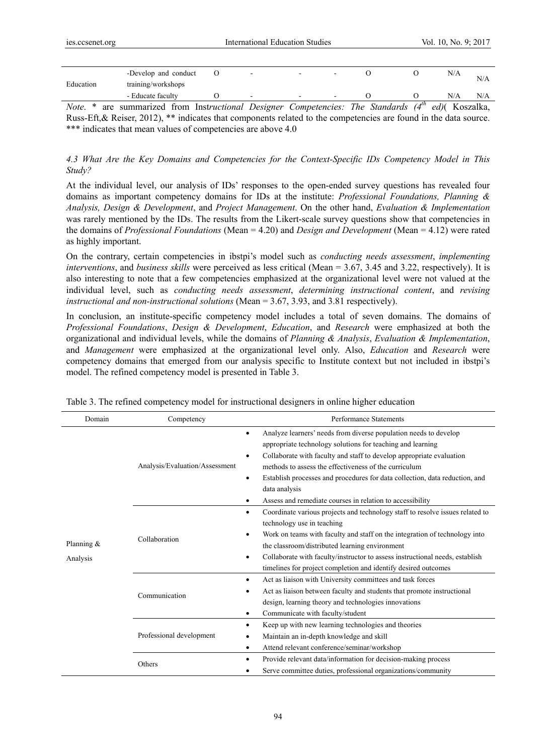| | | | | | | | | | |
|---|---|---|---|---|---|---|---|---|---|
| Education | -Develop and conduct training/workshops | O | - | - | - | O | O | N/A | N/A |
| | - Educate faculty | O | - | - | - | O | O | N/A | N/A |

*Note*. * are summarized from *Instructional Designer Competencies: The Standards (4th ed)*( Koszalka, Russ-Eft,& Reiser, 2012), ** indicates that components related to the competencies are found in the data source. *** indicates that mean values of competencies are above 4.0

### *4.3 What Are the Key Domains and Competencies for the Context-Specific IDs Competency Model in This Study?*

At the individual level, our analysis of IDs' responses to the open-ended survey questions has revealed four domains as important competency domains for IDs at the institute: *Professional Foundations, Planning & Analysis, Design & Development*, and *Project Management*. On the other hand, *Evaluation & Implementation* was rarely mentioned by the IDs. The results from the Likert-scale survey questions show that competencies in the domains of *Professional Foundations* (Mean = 4.20) and *Design and Development* (Mean = 4.12) were rated as highly important.

On the contrary, certain competencies in ibstpi's model such as *conducting needs assessment*, *implementing interventions*, and *business skills* were perceived as less critical (Mean = 3.67, 3.45 and 3.22, respectively). It is also interesting to note that a few competencies emphasized at the organizational level were not valued at the individual level, such as *conducting needs assessment*, *determining instructional content*, and *revising instructional and non-instructional solutions* (Mean = 3.67, 3.93, and 3.81 respectively).

In conclusion, an institute-specific competency model includes a total of seven domains. The domains of *Professional Foundations*, *Design & Development*, *Education*, and *Research* were emphasized at both the organizational and individual levels, while the domains of *Planning & Analysis*, *Evaluation & Implementation*, and *Management* were emphasized at the organizational level only. Also, *Education* and *Research* were competency domains that emerged from our analysis specific to Institute context but not included in ibstpi's model. The refined competency model is presented in Table 3.

Table 3. The refined competency model for instructional designers in online higher education

| Domain | Competency | Performance Statements |
|---|---|---|
| Planning & Analysis | Analysis/Evaluation/Assessment | • Analyze learners' needs from diverse population needs to develop appropriate technology solutions for teaching and learning<br>• Collaborate with faculty and staff to develop appropriate evaluation methods to assess the effectiveness of the curriculum<br>• Establish processes and procedures for data collection, data reduction, and data analysis<br>• Assess and remediate courses in relation to accessibility |
| | Collaboration | • Coordinate various projects and technology staff to resolve issues related to technology use in teaching<br>• Work on teams with faculty and staff on the integration of technology into the classroom/distributed learning environment<br>• Collaborate with faculty/instructor to assess instructional needs, establish timelines for project completion and identify desired outcomes |
| | Communication | • Act as liaison with University committees and task forces<br>• Act as liaison between faculty and students that promote instructional design, learning theory and technologies innovations<br>• Communicate with faculty/student |
| | Professional development | • Keep up with new learning technologies and theories<br>• Maintain an in-depth knowledge and skill<br>• Attend relevant conference/seminar/workshop |
| | Others | • Provide relevant data/information for decision-making process<br>• Serve committee duties, professional organizations/community |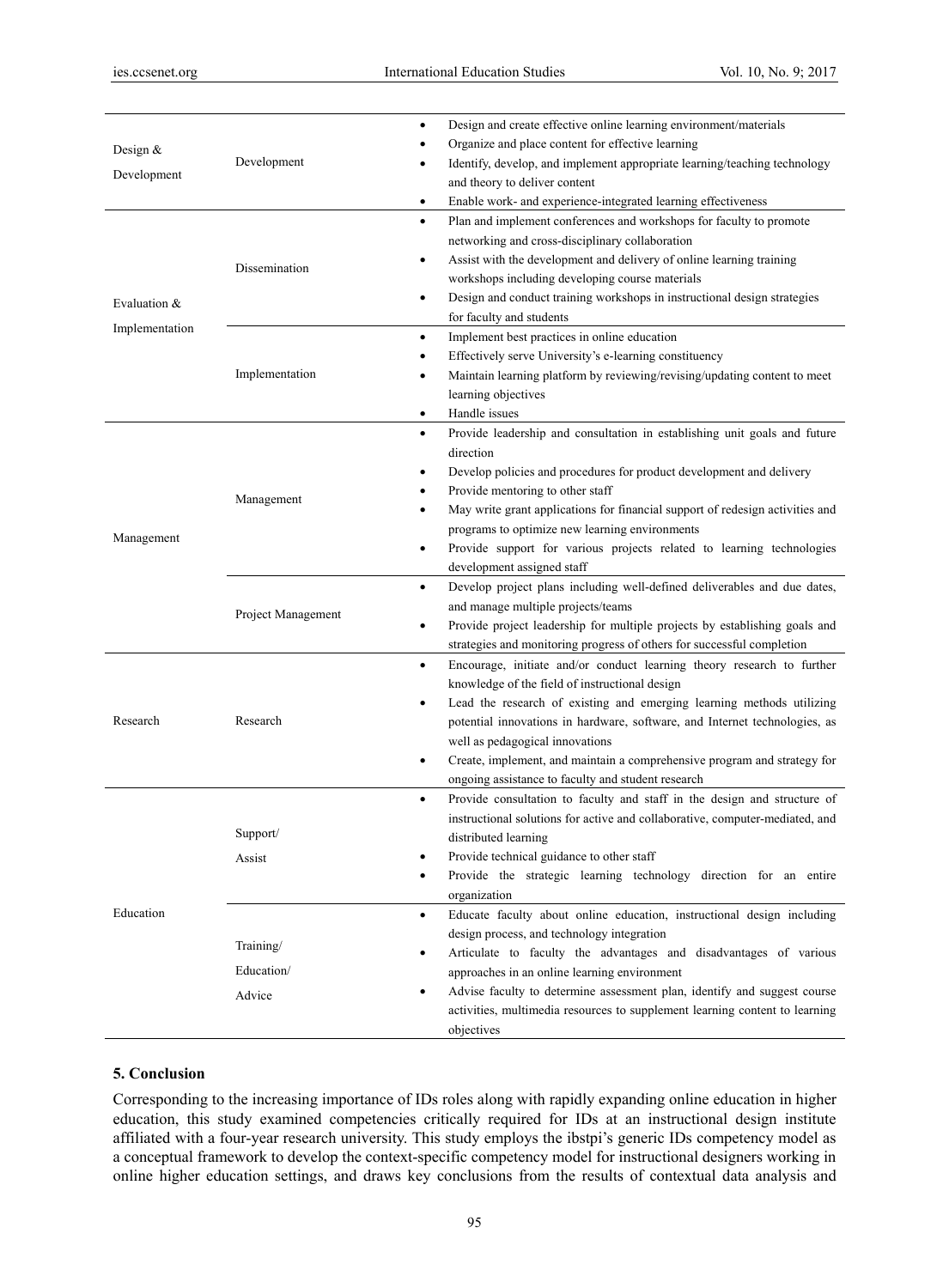| | | |
|---|---|---|
| Design & Development | Development | • Design and create effective online learning environment/materials<br>• Organize and place content for effective learning<br>• Identify, develop, and implement appropriate learning/teaching technology and theory to deliver content<br>• Enable work- and experience-integrated learning effectiveness |
| Evaluation & Implementation | Dissemination | • Plan and implement conferences and workshops for faculty to promote networking and cross-disciplinary collaboration<br>• Assist with the development and delivery of online learning training workshops including developing course materials<br>• Design and conduct training workshops in instructional design strategies for faculty and students |
| | Implementation | • Implement best practices in online education<br>• Effectively serve University's e-learning constituency<br>• Maintain learning platform by reviewing/revising/updating content to meet learning objectives<br>• Handle issues |
| Management | Management | • Provide leadership and consultation in establishing unit goals and future direction<br>• Develop policies and procedures for product development and delivery<br>• Provide mentoring to other staff<br>• May write grant applications for financial support of redesign activities and programs to optimize new learning environments<br>• Provide support for various projects related to learning technologies development assigned staff |
| | Project Management | • Develop project plans including well-defined deliverables and due dates, and manage multiple projects/teams<br>• Provide project leadership for multiple projects by establishing goals and strategies and monitoring progress of others for successful completion |
| Research | Research | • Encourage, initiate and/or conduct learning theory research to further knowledge of the field of instructional design<br>• Lead the research of existing and emerging learning methods utilizing potential innovations in hardware, software, and Internet technologies, as well as pedagogical innovations<br>• Create, implement, and maintain a comprehensive program and strategy for ongoing assistance to faculty and student research |
| Education | Support/ Assist | • Provide consultation to faculty and staff in the design and structure of instructional solutions for active and collaborative, computer-mediated, and distributed learning<br>• Provide technical guidance to other staff<br>• Provide the strategic learning technology direction for an entire organization |
| | Training/ Education/ Advice | • Educate faculty about online education, instructional design including design process, and technology integration<br>• Articulate to faculty the advantages and disadvantages of various approaches in an online learning environment<br>• Advise faculty to determine assessment plan, identify and suggest course activities, multimedia resources to supplement learning content to learning objectives |

## 5. Conclusion

Corresponding to the increasing importance of IDs roles along with rapidly expanding online education in higher education, this study examined competencies critically required for IDs at an instructional design institute affiliated with a four-year research university. This study employs the ibstpi's generic IDs competency model as a conceptual framework to develop the context-specific competency model for instructional designers working in online higher education settings, and draws key conclusions from the results of contextual data analysis and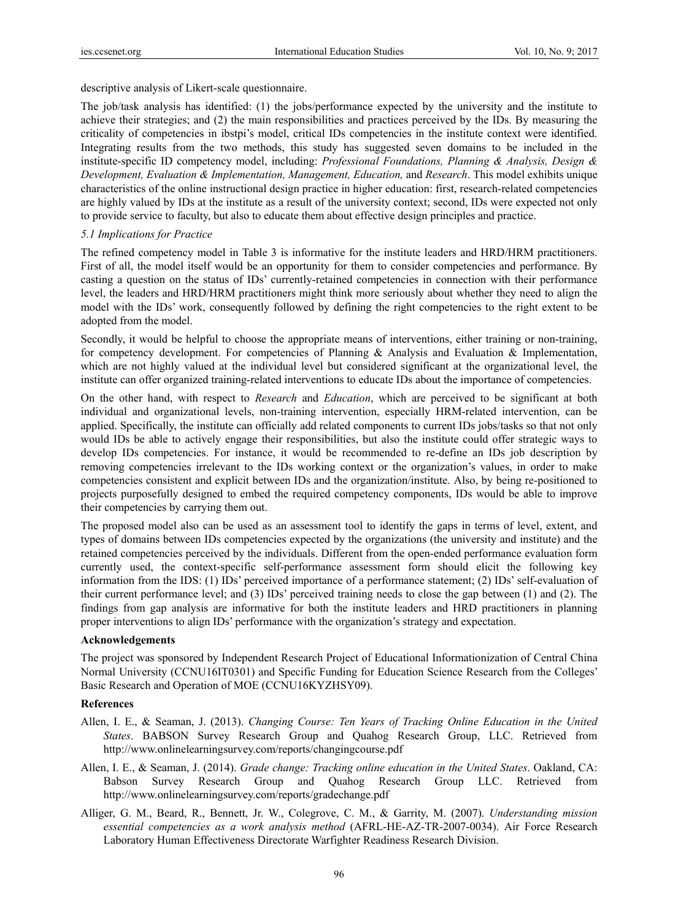descriptive analysis of Likert-scale questionnaire.

The job/task analysis has identified: (1) the jobs/performance expected by the university and the institute to achieve their strategies; and (2) the main responsibilities and practices perceived by the IDs. By measuring the criticality of competencies in ibstpi's model, critical IDs competencies in the institute context were identified. Integrating results from the two methods, this study has suggested seven domains to be included in the institute-specific ID competency model, including: *Professional Foundations, Planning & Analysis, Design & Development, Evaluation & Implementation, Management, Education,* and *Research*. This model exhibits unique characteristics of the online instructional design practice in higher education: first, research-related competencies are highly valued by IDs at the institute as a result of the university context; second, IDs were expected not only to provide service to faculty, but also to educate them about effective design principles and practice.

### *5.1 Implications for Practice*

The refined competency model in Table 3 is informative for the institute leaders and HRD/HRM practitioners. First of all, the model itself would be an opportunity for them to consider competencies and performance. By casting a question on the status of IDs' currently-retained competencies in connection with their performance level, the leaders and HRD/HRM practitioners might think more seriously about whether they need to align the model with the IDs' work, consequently followed by defining the right competencies to the right extent to be adopted from the model.

Secondly, it would be helpful to choose the appropriate means of interventions, either training or non-training, for competency development. For competencies of Planning & Analysis and Evaluation & Implementation, which are not highly valued at the individual level but considered significant at the organizational level, the institute can offer organized training-related interventions to educate IDs about the importance of competencies.

On the other hand, with respect to *Research* and *Education*, which are perceived to be significant at both individual and organizational levels, non-training intervention, especially HRM-related intervention, can be applied. Specifically, the institute can officially add related components to current IDs jobs/tasks so that not only would IDs be able to actively engage their responsibilities, but also the institute could offer strategic ways to develop IDs competencies. For instance, it would be recommended to re-define an IDs job description by removing competencies irrelevant to the IDs working context or the organization's values, in order to make competencies consistent and explicit between IDs and the organization/institute. Also, by being re-positioned to projects purposefully designed to embed the required competency components, IDs would be able to improve their competencies by carrying them out.

The proposed model also can be used as an assessment tool to identify the gaps in terms of level, extent, and types of domains between IDs competencies expected by the organizations (the university and institute) and the retained competencies perceived by the individuals. Different from the open-ended performance evaluation form currently used, the context-specific self-performance assessment form should elicit the following key information from the IDS: (1) IDs' perceived importance of a performance statement; (2) IDs' self-evaluation of their current performance level; and (3) IDs' perceived training needs to close the gap between (1) and (2). The findings from gap analysis are informative for both the institute leaders and HRD practitioners in planning proper interventions to align IDs' performance with the organization's strategy and expectation.

## Acknowledgements

The project was sponsored by Independent Research Project of Educational Informationization of Central China Normal University (CCNU16IT0301) and Specific Funding for Education Science Research from the Colleges' Basic Research and Operation of MOE (CCNU16KYZHSY09).

## References

Allen, I. E., & Seaman, J. (2013). *Changing Course: Ten Years of Tracking Online Education in the United States*. BABSON Survey Research Group and Quahog Research Group, LLC. Retrieved from http://www.onlinelearningsurvey.com/reports/changingcourse.pdf

Allen, I. E., & Seaman, J. (2014). *Grade change: Tracking online education in the United States*. Oakland, CA: Babson Survey Research Group and Quahog Research Group LLC. Retrieved from http://www.onlinelearningsurvey.com/reports/gradechange.pdf

Alliger, G. M., Beard, R., Bennett, Jr. W., Colegrove, C. M., & Garrity, M. (2007). *Understanding mission essential competencies as a work analysis method* (AFRL-HE-AZ-TR-2007-0034). Air Force Research Laboratory Human Effectiveness Directorate Warfighter Readiness Research Division.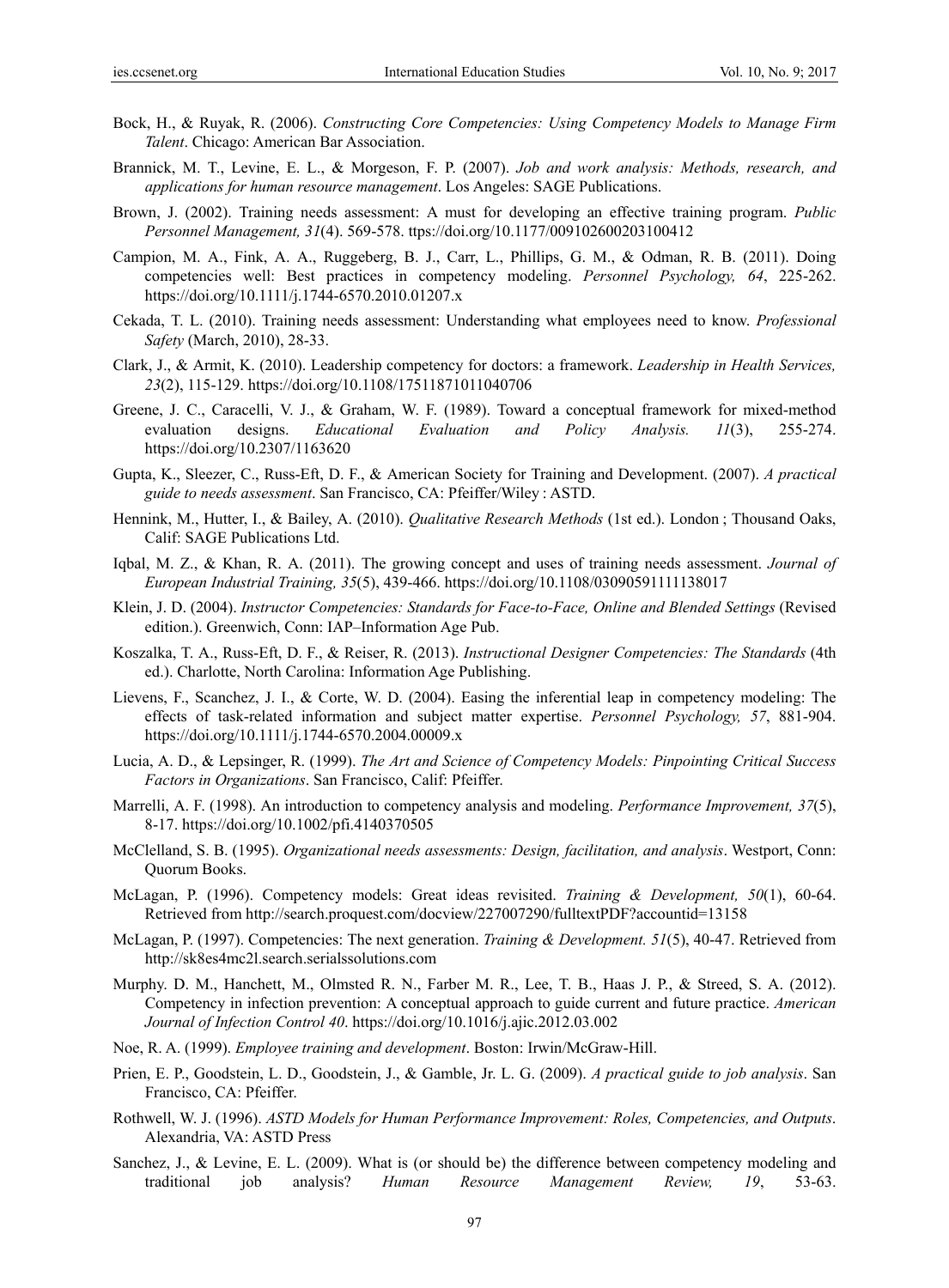Bock, H., & Ruyak, R. (2006). *Constructing Core Competencies: Using Competency Models to Manage Firm Talent*. Chicago: American Bar Association.

Brannick, M. T., Levine, E. L., & Morgeson, F. P. (2007). *Job and work analysis: Methods, research, and applications for human resource management*. Los Angeles: SAGE Publications.

Brown, J. (2002). Training needs assessment: A must for developing an effective training program. *Public Personnel Management, 31*(4). 569-578. ttps://doi.org/10.1177/009102600203100412

Campion, M. A., Fink, A. A., Ruggeberg, B. J., Carr, L., Phillips, G. M., & Odman, R. B. (2011). Doing competencies well: Best practices in competency modeling. *Personnel Psychology, 64*, 225-262. https://doi.org/10.1111/j.1744-6570.2010.01207.x

Cekada, T. L. (2010). Training needs assessment: Understanding what employees need to know. *Professional Safety* (March, 2010), 28-33.

Clark, J., & Armit, K. (2010). Leadership competency for doctors: a framework. *Leadership in Health Services, 23*(2), 115-129. https://doi.org/10.1108/17511871011040706

Greene, J. C., Caracelli, V. J., & Graham, W. F. (1989). Toward a conceptual framework for mixed-method evaluation designs. *Educational Evaluation and Policy Analysis. 11*(3), 255-274. https://doi.org/10.2307/1163620

Gupta, K., Sleezer, C., Russ-Eft, D. F., & American Society for Training and Development. (2007). *A practical guide to needs assessment*. San Francisco, CA: Pfeiffer/Wiley : ASTD.

Hennink, M., Hutter, I., & Bailey, A. (2010). *Qualitative Research Methods* (1st ed.). London ; Thousand Oaks, Calif: SAGE Publications Ltd.

Iqbal, M. Z., & Khan, R. A. (2011). The growing concept and uses of training needs assessment. *Journal of European Industrial Training, 35*(5), 439-466. https://doi.org/10.1108/03090591111138017

Klein, J. D. (2004). *Instructor Competencies: Standards for Face-to-Face, Online and Blended Settings* (Revised edition.). Greenwich, Conn: IAP–Information Age Pub.

Koszalka, T. A., Russ-Eft, D. F., & Reiser, R. (2013). *Instructional Designer Competencies: The Standards* (4th ed.). Charlotte, North Carolina: Information Age Publishing.

Lievens, F., Scanchez, J. I., & Corte, W. D. (2004). Easing the inferential leap in competency modeling: The effects of task-related information and subject matter expertise. *Personnel Psychology, 57*, 881-904. https://doi.org/10.1111/j.1744-6570.2004.00009.x

Lucia, A. D., & Lepsinger, R. (1999). *The Art and Science of Competency Models: Pinpointing Critical Success Factors in Organizations*. San Francisco, Calif: Pfeiffer.

Marrelli, A. F. (1998). An introduction to competency analysis and modeling. *Performance Improvement, 37*(5), 8-17. https://doi.org/10.1002/pfi.4140370505

McClelland, S. B. (1995). *Organizational needs assessments: Design, facilitation, and analysis*. Westport, Conn: Quorum Books.

McLagan, P. (1996). Competency models: Great ideas revisited. *Training & Development, 50*(1), 60-64. Retrieved from http://search.proquest.com/docview/227007290/fulltextPDF?accountid=13158

McLagan, P. (1997). Competencies: The next generation. *Training & Development. 51*(5), 40-47. Retrieved from http://sk8es4mc2l.search.serialssolutions.com

Murphy. D. M., Hanchett, M., Olmsted R. N., Farber M. R., Lee, T. B., Haas J. P., & Streed, S. A. (2012). Competency in infection prevention: A conceptual approach to guide current and future practice. *American Journal of Infection Control 40*. https://doi.org/10.1016/j.ajic.2012.03.002

Noe, R. A. (1999). *Employee training and development*. Boston: Irwin/McGraw-Hill.

Prien, E. P., Goodstein, L. D., Goodstein, J., & Gamble, Jr. L. G. (2009). *A practical guide to job analysis*. San Francisco, CA: Pfeiffer.

Rothwell, W. J. (1996). *ASTD Models for Human Performance Improvement: Roles, Competencies, and Outputs*. Alexandria, VA: ASTD Press

Sanchez, J., & Levine, E. L. (2009). What is (or should be) the difference between competency modeling and traditional job analysis? *Human Resource Management Review, 19*, 53-63.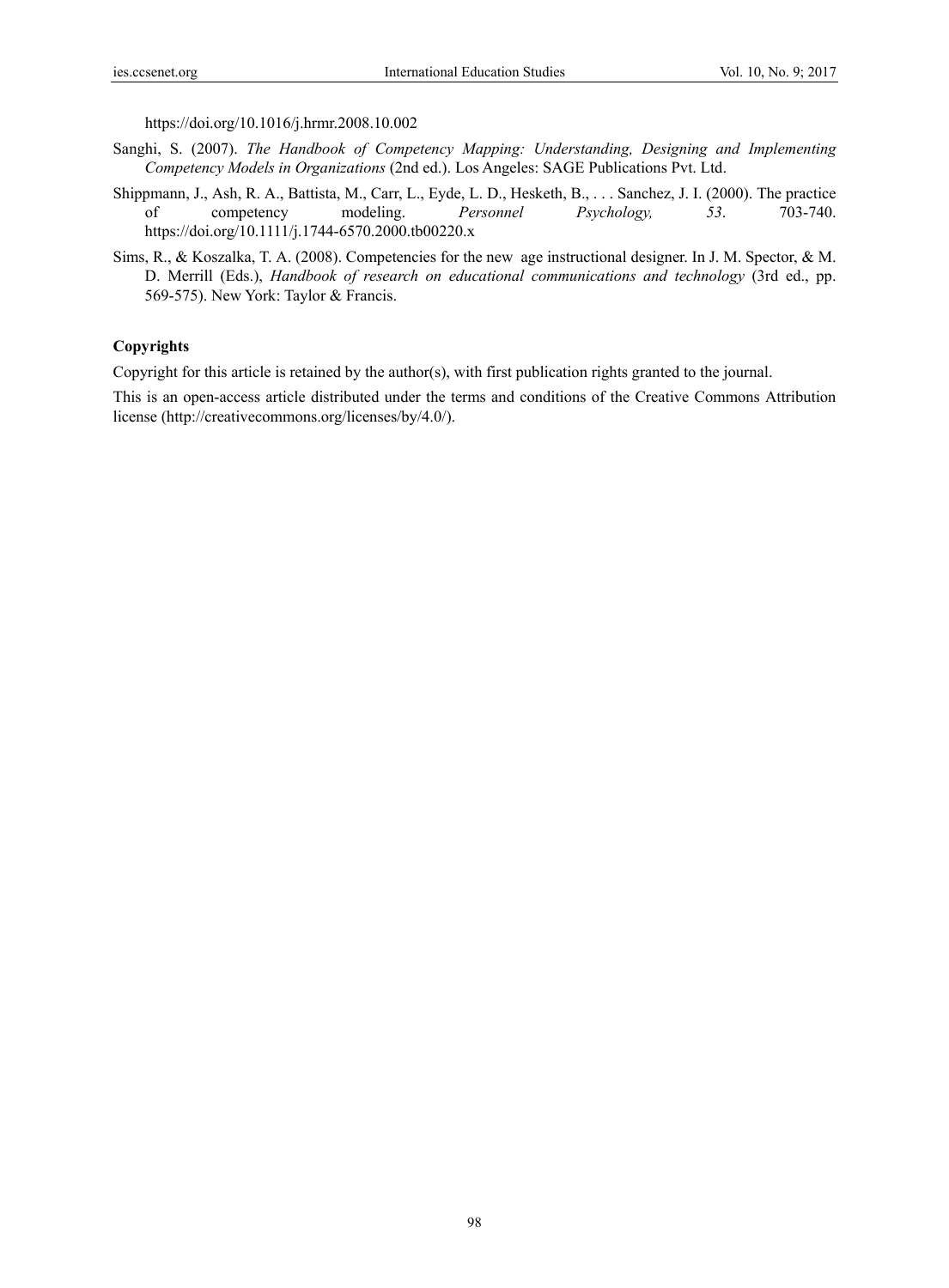https://doi.org/10.1016/j.hrmr.2008.10.002

Sanghi, S. (2007). *The Handbook of Competency Mapping: Understanding, Designing and Implementing Competency Models in Organizations* (2nd ed.). Los Angeles: SAGE Publications Pvt. Ltd.

Shippmann, J., Ash, R. A., Battista, M., Carr, L., Eyde, L. D., Hesketh, B., . . . Sanchez, J. I. (2000). The practice of competency modeling. *Personnel Psychology, 53*. 703-740. https://doi.org/10.1111/j.1744-6570.2000.tb00220.x

Sims, R., & Koszalka, T. A. (2008). Competencies for the new age instructional designer. In J. M. Spector, & M. D. Merrill (Eds.), *Handbook of research on educational communications and technology* (3rd ed., pp. 569-575). New York: Taylor & Francis.

**Copyrights**

Copyright for this article is retained by the author(s), with first publication rights granted to the journal.

This is an open-access article distributed under the terms and conditions of the Creative Commons Attribution license (http://creativecommons.org/licenses/by/4.0/).